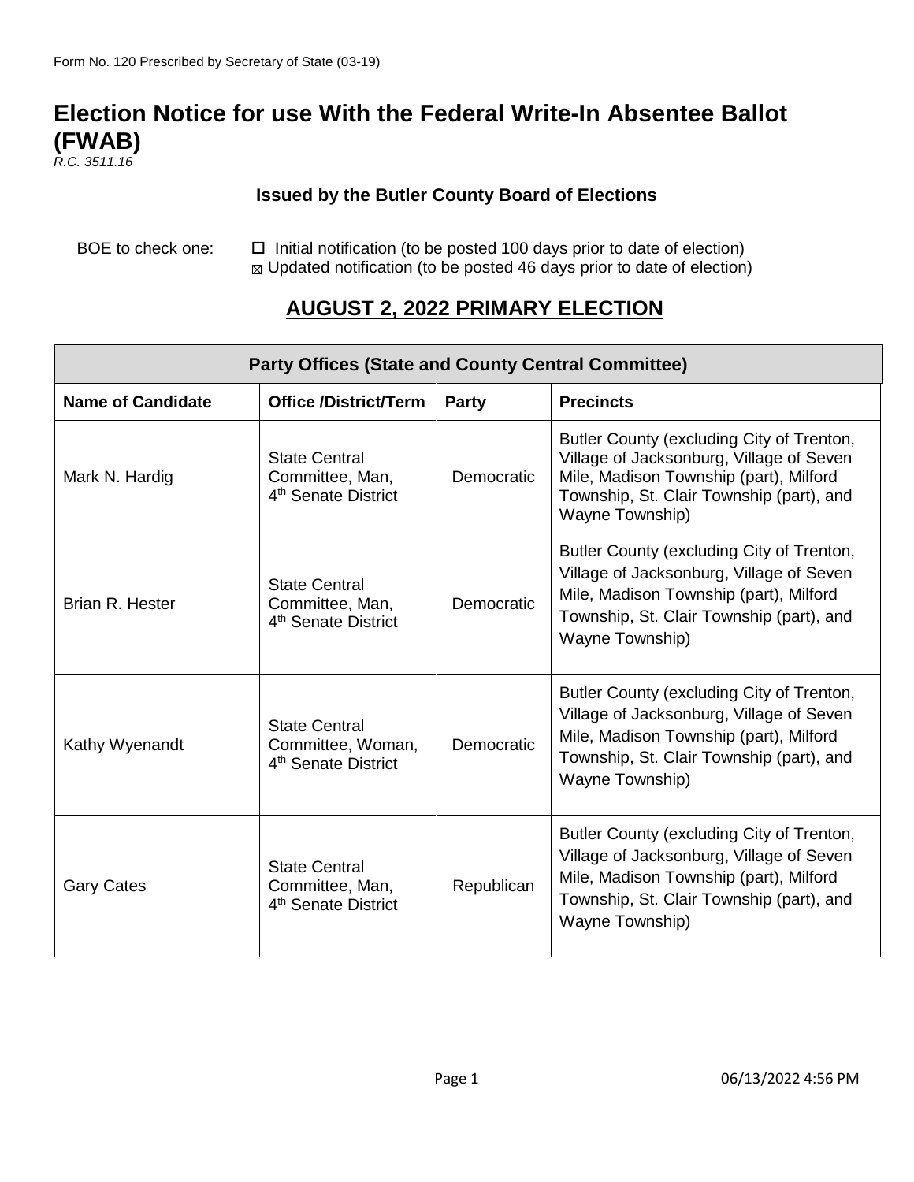Form No. 120 Prescribed by Secretary of State (03-19)

# Election Notice for use With the Federal Write-In Absentee Ballot (FWAB)

*R.C. 3511.16*

**Issued by the Butler County Board of Elections**

BOE to check one: ☐ Initial notification (to be posted 100 days prior to date of election)
☒ Updated notification (to be posted 46 days prior to date of election)

## AUGUST 2, 2022 PRIMARY ELECTION

| Party Offices (State and County Central Committee) | | | |
|---|---|---|---|
| **Name of Candidate** | **Office /District/Term** | **Party** | **Precincts** |
| Mark N. Hardig | State Central Committee, Man, 4th Senate District | Democratic | Butler County (excluding City of Trenton, Village of Jacksonburg, Village of Seven Mile, Madison Township (part), Milford Township, St. Clair Township (part), and Wayne Township) |
| Brian R. Hester | State Central Committee, Man, 4th Senate District | Democratic | Butler County (excluding City of Trenton, Village of Jacksonburg, Village of Seven Mile, Madison Township (part), Milford Township, St. Clair Township (part), and Wayne Township) |
| Kathy Wyenandt | State Central Committee, Woman, 4th Senate District | Democratic | Butler County (excluding City of Trenton, Village of Jacksonburg, Village of Seven Mile, Madison Township (part), Milford Township, St. Clair Township (part), and Wayne Township) |
| Gary Cates | State Central Committee, Man, 4th Senate District | Republican | Butler County (excluding City of Trenton, Village of Jacksonburg, Village of Seven Mile, Madison Township (part), Milford Township, St. Clair Township (part), and Wayne Township) |

06/13/2022 4:56 PM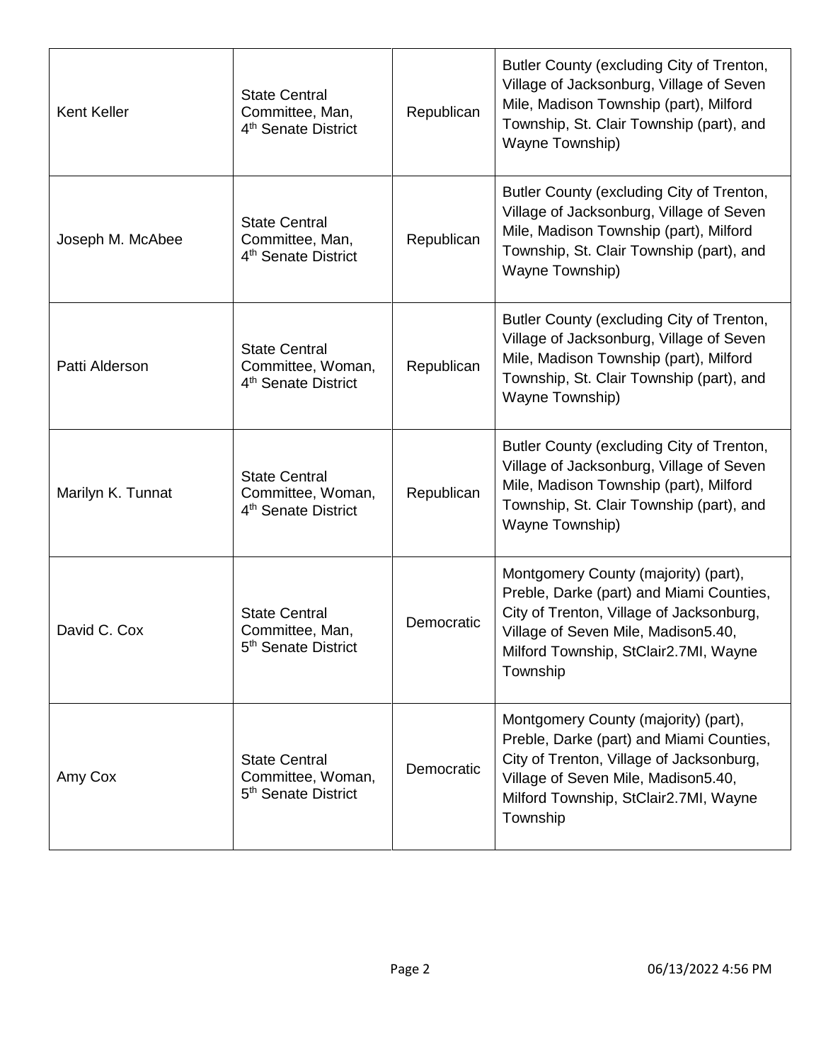| | | | |
|---|---|---|---|
| Kent Keller | State Central Committee, Man, 4th Senate District | Republican | Butler County (excluding City of Trenton, Village of Jacksonburg, Village of Seven Mile, Madison Township (part), Milford Township, St. Clair Township (part), and Wayne Township) |
| Joseph M. McAbee | State Central Committee, Man, 4th Senate District | Republican | Butler County (excluding City of Trenton, Village of Jacksonburg, Village of Seven Mile, Madison Township (part), Milford Township, St. Clair Township (part), and Wayne Township) |
| Patti Alderson | State Central Committee, Woman, 4th Senate District | Republican | Butler County (excluding City of Trenton, Village of Jacksonburg, Village of Seven Mile, Madison Township (part), Milford Township, St. Clair Township (part), and Wayne Township) |
| Marilyn K. Tunnat | State Central Committee, Woman, 4th Senate District | Republican | Butler County (excluding City of Trenton, Village of Jacksonburg, Village of Seven Mile, Madison Township (part), Milford Township, St. Clair Township (part), and Wayne Township) |
| David C. Cox | State Central Committee, Man, 5th Senate District | Democratic | Montgomery County (majority) (part), Preble, Darke (part) and Miami Counties, City of Trenton, Village of Jacksonburg, Village of Seven Mile, Madison5.40, Milford Township, StClair2.7MI, Wayne Township |
| Amy Cox | State Central Committee, Woman, 5th Senate District | Democratic | Montgomery County (majority) (part), Preble, Darke (part) and Miami Counties, City of Trenton, Village of Jacksonburg, Village of Seven Mile, Madison5.40, Milford Township, StClair2.7MI, Wayne Township |

06/13/2022 4:56 PM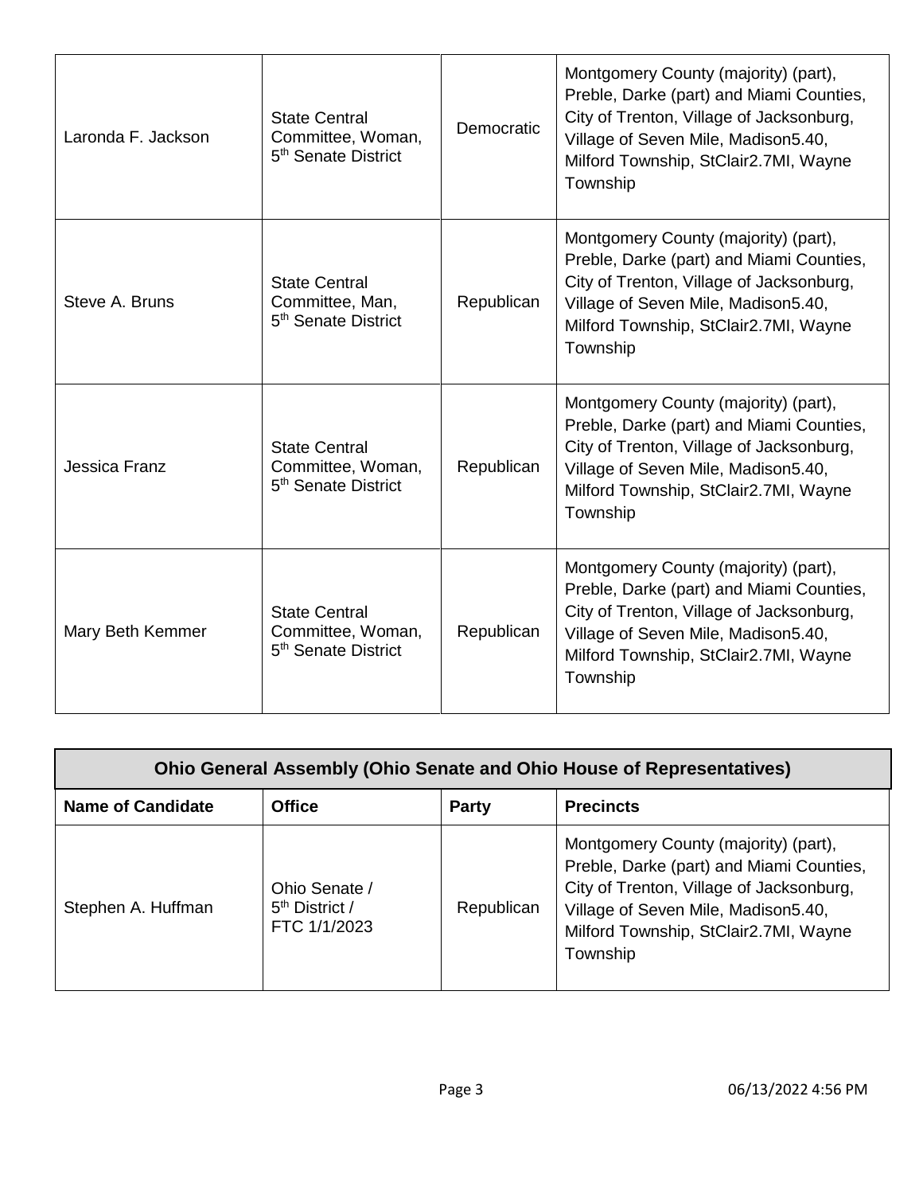| | | | |
|---|---|---|---|
| Laronda F. Jackson | State Central Committee, Woman, 5th Senate District | Democratic | Montgomery County (majority) (part), Preble, Darke (part) and Miami Counties, City of Trenton, Village of Jacksonburg, Village of Seven Mile, Madison5.40, Milford Township, StClair2.7MI, Wayne Township |
| Steve A. Bruns | State Central Committee, Man, 5th Senate District | Republican | Montgomery County (majority) (part), Preble, Darke (part) and Miami Counties, City of Trenton, Village of Jacksonburg, Village of Seven Mile, Madison5.40, Milford Township, StClair2.7MI, Wayne Township |
| Jessica Franz | State Central Committee, Woman, 5th Senate District | Republican | Montgomery County (majority) (part), Preble, Darke (part) and Miami Counties, City of Trenton, Village of Jacksonburg, Village of Seven Mile, Madison5.40, Milford Township, StClair2.7MI, Wayne Township |
| Mary Beth Kemmer | State Central Committee, Woman, 5th Senate District | Republican | Montgomery County (majority) (part), Preble, Darke (part) and Miami Counties, City of Trenton, Village of Jacksonburg, Village of Seven Mile, Madison5.40, Milford Township, StClair2.7MI, Wayne Township |

## Ohio General Assembly (Ohio Senate and Ohio House of Representatives)

| Name of Candidate | Office | Party | Precincts |
|---|---|---|---|
| Stephen A. Huffman | Ohio Senate / 5th District / FTC 1/1/2023 | Republican | Montgomery County (majority) (part), Preble, Darke (part) and Miami Counties, City of Trenton, Village of Jacksonburg, Village of Seven Mile, Madison5.40, Milford Township, StClair2.7MI, Wayne Township |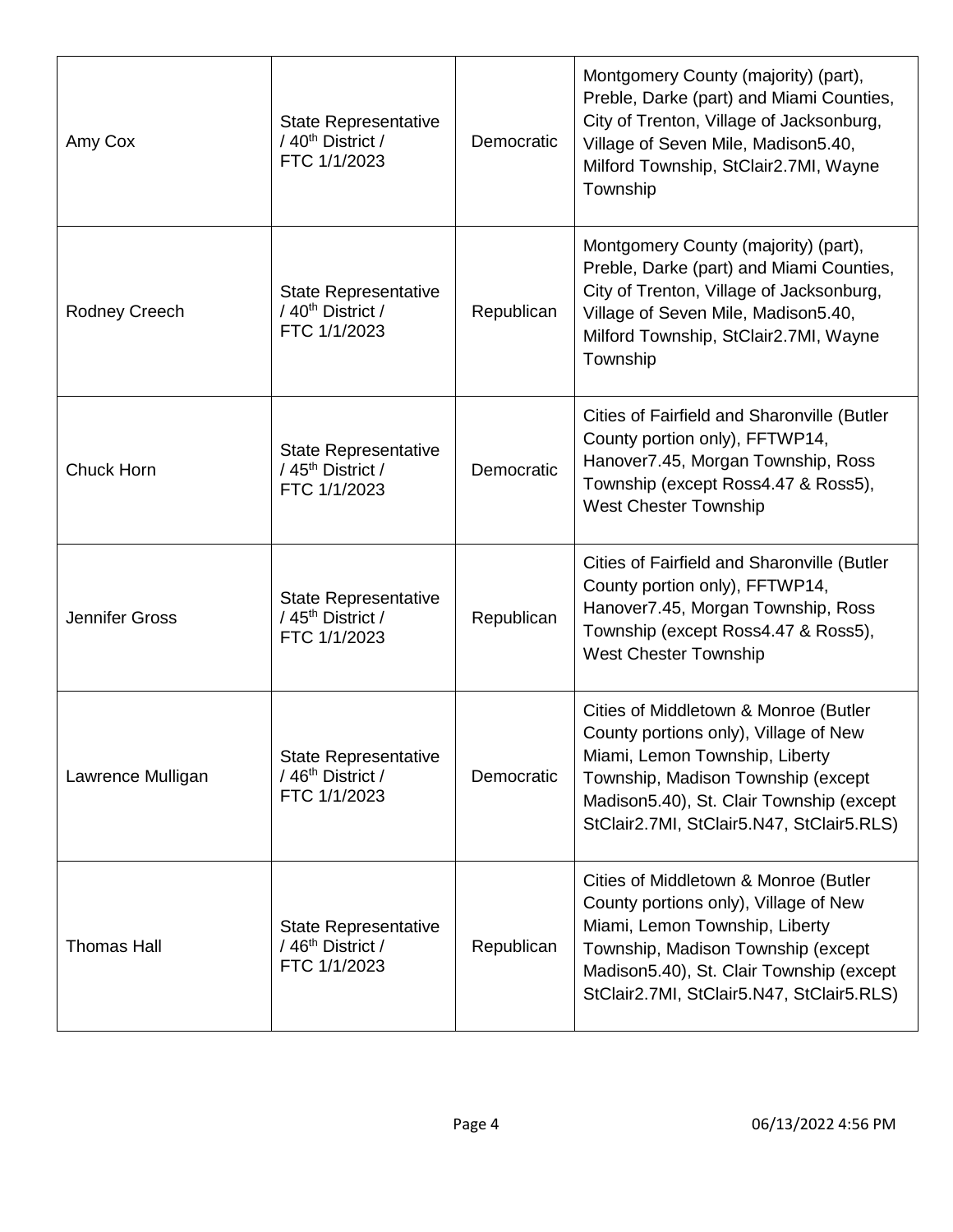| Amy Cox | State Representative / 40th District / FTC 1/1/2023 | Democratic | Montgomery County (majority) (part), Preble, Darke (part) and Miami Counties, City of Trenton, Village of Jacksonburg, Village of Seven Mile, Madison5.40, Milford Township, StClair2.7MI, Wayne Township |
|---|---|---|---|
| Rodney Creech | State Representative / 40th District / FTC 1/1/2023 | Republican | Montgomery County (majority) (part), Preble, Darke (part) and Miami Counties, City of Trenton, Village of Jacksonburg, Village of Seven Mile, Madison5.40, Milford Township, StClair2.7MI, Wayne Township |
| Chuck Horn | State Representative / 45th District / FTC 1/1/2023 | Democratic | Cities of Fairfield and Sharonville (Butler County portion only), FFTWP14, Hanover7.45, Morgan Township, Ross Township (except Ross4.47 & Ross5), West Chester Township |
| Jennifer Gross | State Representative / 45th District / FTC 1/1/2023 | Republican | Cities of Fairfield and Sharonville (Butler County portion only), FFTWP14, Hanover7.45, Morgan Township, Ross Township (except Ross4.47 & Ross5), West Chester Township |
| Lawrence Mulligan | State Representative / 46th District / FTC 1/1/2023 | Democratic | Cities of Middletown & Monroe (Butler County portions only), Village of New Miami, Lemon Township, Liberty Township, Madison Township (except Madison5.40), St. Clair Township (except StClair2.7MI, StClair5.N47, StClair5.RLS) |
| Thomas Hall | State Representative / 46th District / FTC 1/1/2023 | Republican | Cities of Middletown & Monroe (Butler County portions only), Village of New Miami, Lemon Township, Liberty Township, Madison Township (except Madison5.40), St. Clair Township (except StClair2.7MI, StClair5.N47, StClair5.RLS) |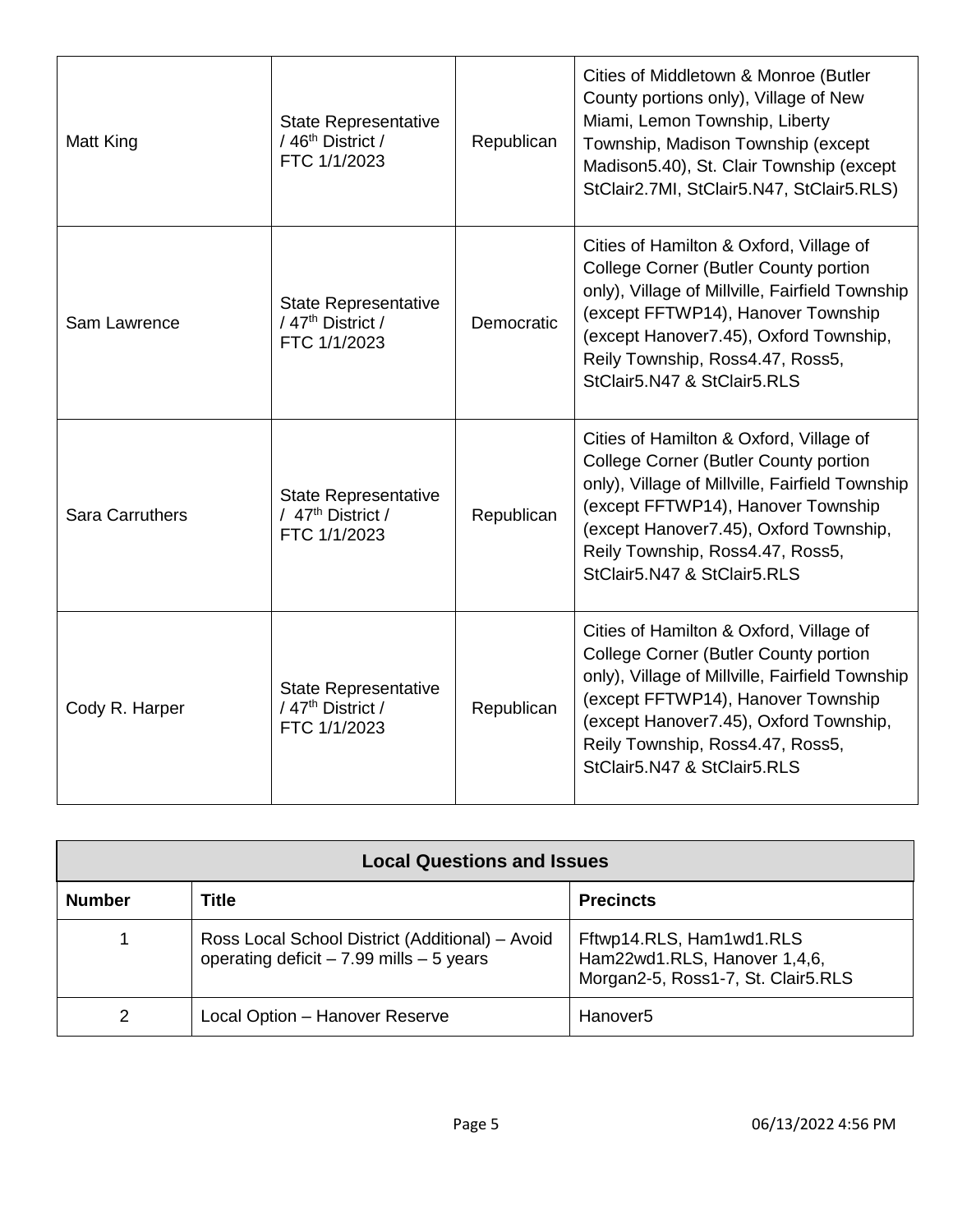| Matt King | State Representative / 46th District / FTC 1/1/2023 | Republican | Cities of Middletown & Monroe (Butler County portions only), Village of New Miami, Lemon Township, Liberty Township, Madison Township (except Madison5.40), St. Clair Township (except StClair2.7MI, StClair5.N47, StClair5.RLS) |
|---|---|---|---|
| Sam Lawrence | State Representative / 47th District / FTC 1/1/2023 | Democratic | Cities of Hamilton & Oxford, Village of College Corner (Butler County portion only), Village of Millville, Fairfield Township (except FFTWP14), Hanover Township (except Hanover7.45), Oxford Township, Reily Township, Ross4.47, Ross5, StClair5.N47 & StClair5.RLS |
| Sara Carruthers | State Representative / 47th District / FTC 1/1/2023 | Republican | Cities of Hamilton & Oxford, Village of College Corner (Butler County portion only), Village of Millville, Fairfield Township (except FFTWP14), Hanover Township (except Hanover7.45), Oxford Township, Reily Township, Ross4.47, Ross5, StClair5.N47 & StClair5.RLS |
| Cody R. Harper | State Representative / 47th District / FTC 1/1/2023 | Republican | Cities of Hamilton & Oxford, Village of College Corner (Butler County portion only), Village of Millville, Fairfield Township (except FFTWP14), Hanover Township (except Hanover7.45), Oxford Township, Reily Township, Ross4.47, Ross5, StClair5.N47 & StClair5.RLS |

| Local Questions and Issues | | |
|---|---|---|
| **Number** | **Title** | **Precincts** |
| 1 | Ross Local School District (Additional) – Avoid operating deficit – 7.99 mills – 5 years | Fftwp14.RLS, Ham1wd1.RLS Ham22wd1.RLS, Hanover 1,4,6, Morgan2-5, Ross1-7, St. Clair5.RLS |
| 2 | Local Option – Hanover Reserve | Hanover5 |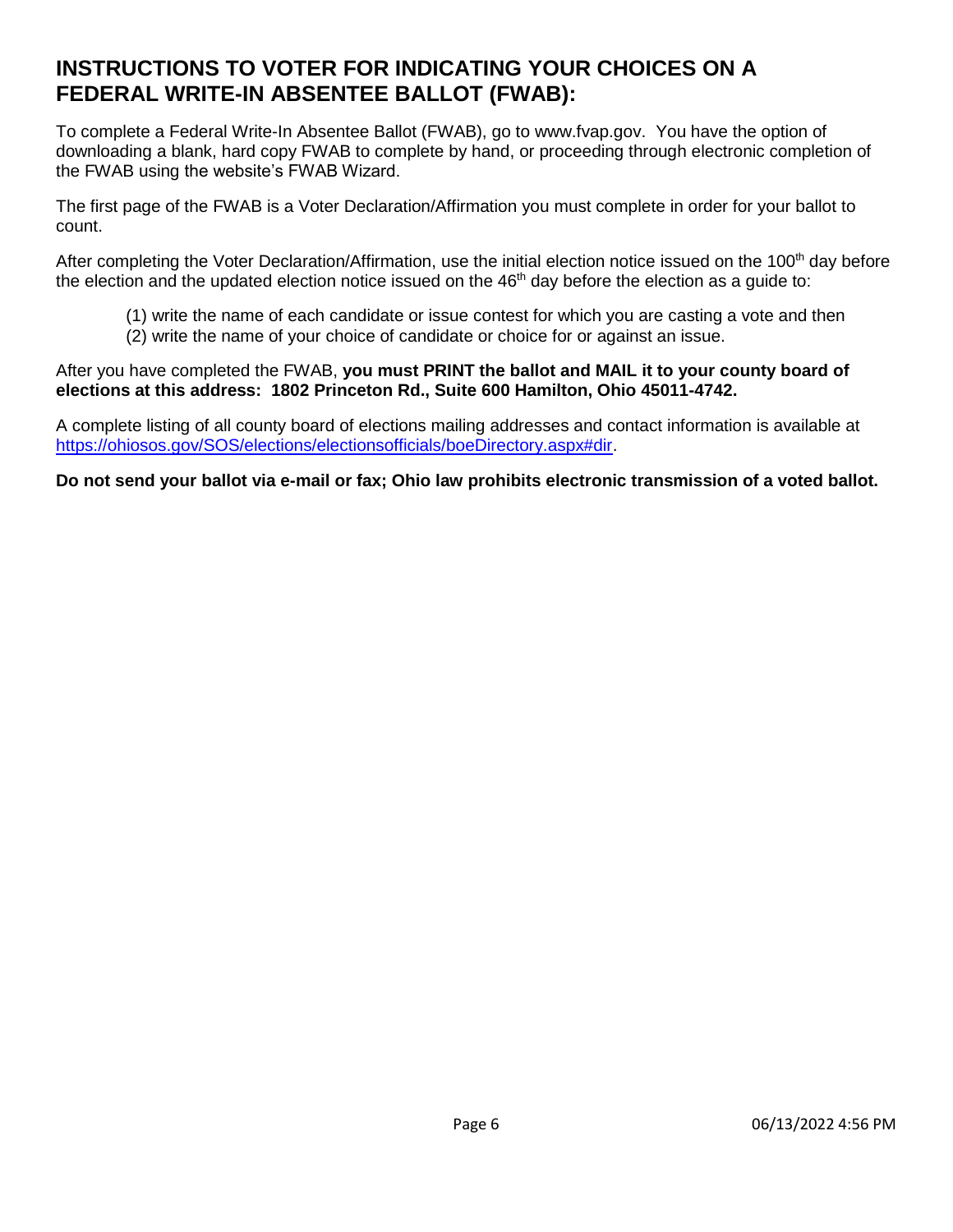# INSTRUCTIONS TO VOTER FOR INDICATING YOUR CHOICES ON A FEDERAL WRITE-IN ABSENTEE BALLOT (FWAB):

To complete a Federal Write-In Absentee Ballot (FWAB), go to www.fvap.gov. You have the option of downloading a blank, hard copy FWAB to complete by hand, or proceeding through electronic completion of the FWAB using the website's FWAB Wizard.

The first page of the FWAB is a Voter Declaration/Affirmation you must complete in order for your ballot to count.

After completing the Voter Declaration/Affirmation, use the initial election notice issued on the 100th day before the election and the updated election notice issued on the 46th day before the election as a guide to:

(1) write the name of each candidate or issue contest for which you are casting a vote and then
(2) write the name of your choice of candidate or choice for or against an issue.

After you have completed the FWAB, **you must PRINT the ballot and MAIL it to your county board of elections at this address: 1802 Princeton Rd., Suite 600 Hamilton, Ohio 45011-4742.**

A complete listing of all county board of elections mailing addresses and contact information is available at https://ohiosos.gov/SOS/elections/electionsofficials/boeDirectory.aspx#dir.

**Do not send your ballot via e-mail or fax; Ohio law prohibits electronic transmission of a voted ballot.**